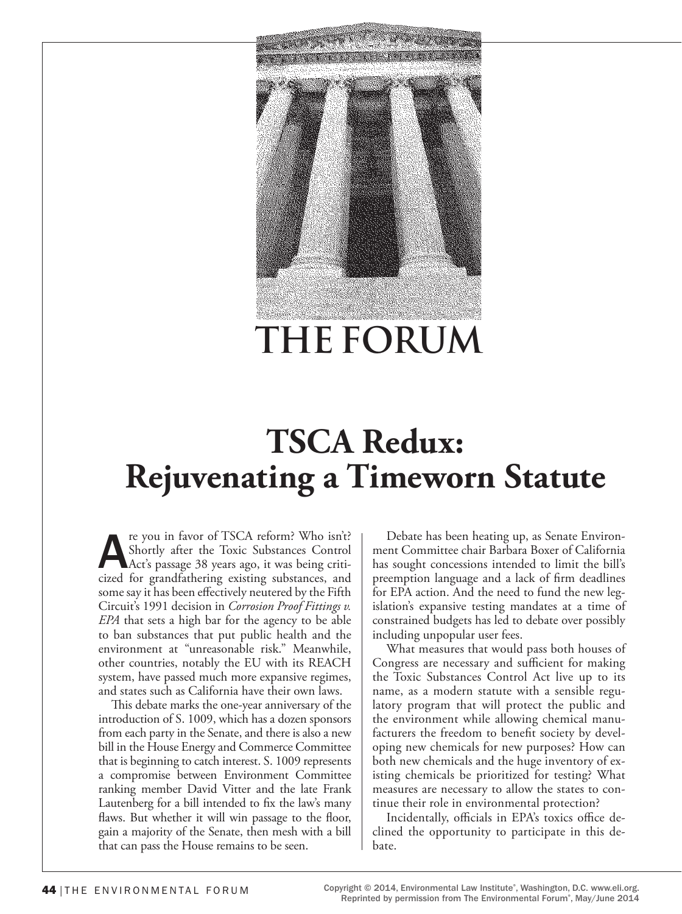# THE FORUM

## TSCA Redux: Rejuvenating a Timeworn Statute

Are you in favor of TSCA reform? Who isn't? Shortly after the Toxic Substances Control Act's passage 38 years ago, it was being criticized for grandfathering existing substances, and some say it has been effectively neutered by the Fifth Circuit's 1991 decision in *Corrosion Proof Fittings v. EPA* that sets a high bar for the agency to be able to ban substances that put public health and the environment at "unreasonable risk." Meanwhile, other countries, notably the EU with its REACH system, have passed much more expansive regimes, and states such as California have their own laws.

This debate marks the one-year anniversary of the introduction of S. 1009, which has a dozen sponsors from each party in the Senate, and there is also a new bill in the House Energy and Commerce Committee that is beginning to catch interest. S. 1009 represents a compromise between Environment Committee ranking member David Vitter and the late Frank Lautenberg for a bill intended to fix the law's many flaws. But whether it will win passage to the floor, gain a majority of the Senate, then mesh with a bill that can pass the House remains to be seen.

Debate has been heating up, as Senate Environment Committee chair Barbara Boxer of California has sought concessions intended to limit the bill's preemption language and a lack of firm deadlines for EPA action. And the need to fund the new legislation's expansive testing mandates at a time of constrained budgets has led to debate over possibly including unpopular user fees.

What measures that would pass both houses of Congress are necessary and sufficient for making the Toxic Substances Control Act live up to its name, as a modern statute with a sensible regulatory program that will protect the public and the environment while allowing chemical manufacturers the freedom to benefit society by developing new chemicals for new purposes? How can both new chemicals and the huge inventory of existing chemicals be prioritized for testing? What measures are necessary to allow the states to continue their role in environmental protection?

Incidentally, officials in EPA's toxics office declined the opportunity to participate in this debate.

Copyright © 2014, Environmental Law Institute®, Washington, D.C. www.eli.org.
Reprinted by permission from The Environmental Forum®, May/June 2014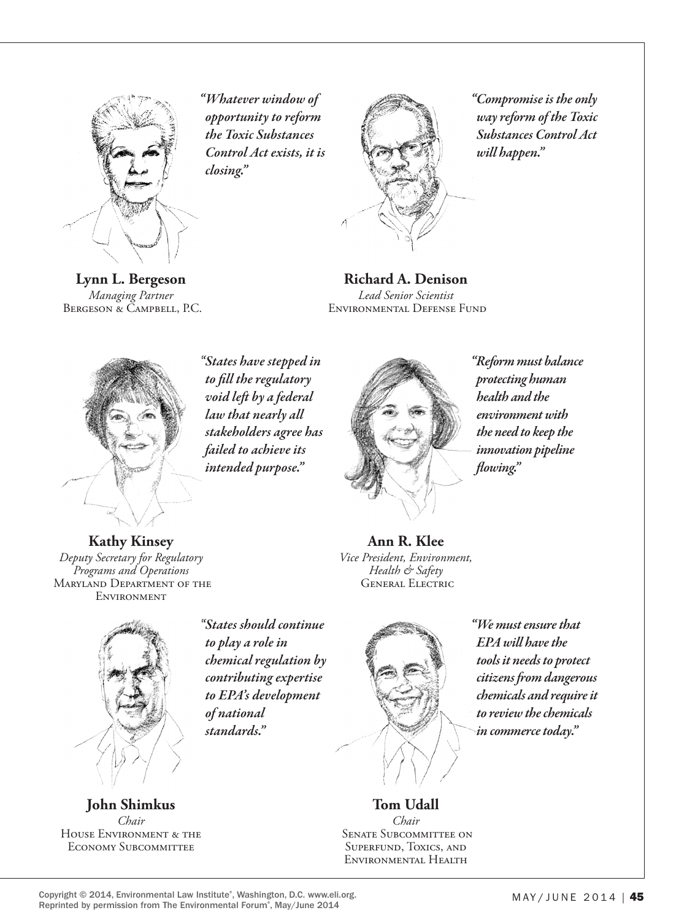*"Whatever window of opportunity to reform the Toxic Substances Control Act exists, it is closing."*

**Lynn L. Bergeson**
*Managing Partner*
Bergeson & Campbell, P.C.

*"Compromise is the only way reform of the Toxic Substances Control Act will happen."*

**Richard A. Denison**
*Lead Senior Scientist*
Environmental Defense Fund

*"States have stepped in to fill the regulatory void left by a federal law that nearly all stakeholders agree has failed to achieve its intended purpose."*

**Kathy Kinsey**
*Deputy Secretary for Regulatory Programs and Operations*
Maryland Department of the Environment

*"Reform must balance protecting human health and the environment with the need to keep the innovation pipeline flowing."*

**Ann R. Klee**
*Vice President, Environment, Health & Safety*
General Electric

*"States should continue to play a role in chemical regulation by contributing expertise to EPA's development of national standards."*

**John Shimkus**
*Chair*
House Environment & the Economy Subcommittee

*"We must ensure that EPA will have the tools it needs to protect citizens from dangerous chemicals and require it to review the chemicals in commerce today."*

**Tom Udall**
*Chair*
Senate Subcommittee on Superfund, Toxics, and Environmental Health

Copyright © 2014, Environmental Law Institute®, Washington, D.C. www.eli.org.
Reprinted by permission from The Environmental Forum®, May/June 2014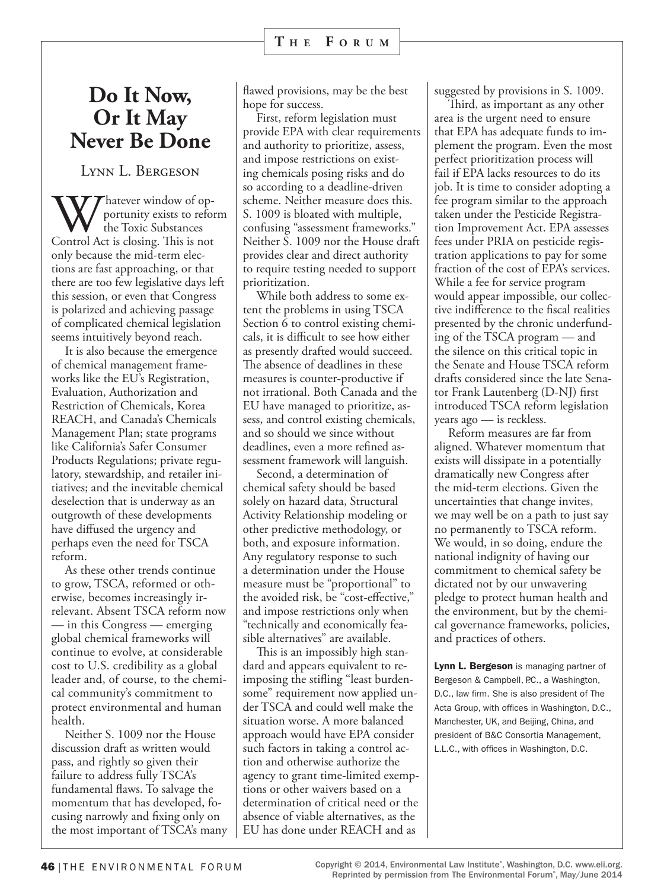# Do It Now, Or It May Never Be Done

Lynn L. Bergeson

Whatever window of opportunity exists to reform the Toxic Substances Control Act is closing. This is not only because the mid-term elections are fast approaching, or that there are too few legislative days left this session, or even that Congress is polarized and achieving passage of complicated chemical legislation seems intuitively beyond reach.

It is also because the emergence of chemical management frameworks like the EU's Registration, Evaluation, Authorization and Restriction of Chemicals, Korea REACH, and Canada's Chemicals Management Plan; state programs like California's Safer Consumer Products Regulations; private regulatory, stewardship, and retailer initiatives; and the inevitable chemical deselection that is underway as an outgrowth of these developments have diffused the urgency and perhaps even the need for TSCA reform.

As these other trends continue to grow, TSCA, reformed or otherwise, becomes increasingly irrelevant. Absent TSCA reform now — in this Congress — emerging global chemical frameworks will continue to evolve, at considerable cost to U.S. credibility as a global leader and, of course, to the chemical community's commitment to protect environmental and human health.

Neither S. 1009 nor the House discussion draft as written would pass, and rightly so given their failure to address fully TSCA's fundamental flaws. To salvage the momentum that has developed, focusing narrowly and fixing only on the most important of TSCA's many flawed provisions, may be the best hope for success.

First, reform legislation must provide EPA with clear requirements and authority to prioritize, assess, and impose restrictions on existing chemicals posing risks and do so according to a deadline-driven scheme. Neither measure does this. S. 1009 is bloated with multiple, confusing "assessment frameworks." Neither S. 1009 nor the House draft provides clear and direct authority to require testing needed to support prioritization.

While both address to some extent the problems in using TSCA Section 6 to control existing chemicals, it is difficult to see how either as presently drafted would succeed. The absence of deadlines in these measures is counter-productive if not irrational. Both Canada and the EU have managed to prioritize, assess, and control existing chemicals, and so should we since without deadlines, even a more refined assessment framework will languish.

Second, a determination of chemical safety should be based solely on hazard data, Structural Activity Relationship modeling or other predictive methodology, or both, and exposure information. Any regulatory response to such a determination under the House measure must be "proportional" to the avoided risk, be "cost-effective," and impose restrictions only when "technically and economically feasible alternatives" are available.

This is an impossibly high standard and appears equivalent to reimposing the stifling "least burdensome" requirement now applied under TSCA and could well make the situation worse. A more balanced approach would have EPA consider such factors in taking a control action and otherwise authorize the agency to grant time-limited exemptions or other waivers based on a determination of critical need or the absence of viable alternatives, as the EU has done under REACH and as suggested by provisions in S. 1009.

Third, as important as any other area is the urgent need to ensure that EPA has adequate funds to implement the program. Even the most perfect prioritization process will fail if EPA lacks resources to do its job. It is time to consider adopting a fee program similar to the approach taken under the Pesticide Registration Improvement Act. EPA assesses fees under PRIA on pesticide registration applications to pay for some fraction of the cost of EPA's services. While a fee for service program would appear impossible, our collective indifference to the fiscal realities presented by the chronic underfunding of the TSCA program — and the silence on this critical topic in the Senate and House TSCA reform drafts considered since the late Senator Frank Lautenberg (D-NJ) first introduced TSCA reform legislation years ago — is reckless.

Reform measures are far from aligned. Whatever momentum that exists will dissipate in a potentially dramatically new Congress after the mid-term elections. Given the uncertainties that change invites, we may well be on a path to just say no permanently to TSCA reform. We would, in so doing, endure the national indignity of having our commitment to chemical safety be dictated not by our unwavering pledge to protect human health and the environment, but by the chemical governance frameworks, policies, and practices of others.

**Lynn L. Bergeson** is managing partner of Bergeson & Campbell, P.C., a Washington, D.C., law firm. She is also president of The Acta Group, with offices in Washington, D.C., Manchester, UK, and Beijing, China, and president of B&C Consortia Management, L.L.C., with offices in Washington, D.C.

Copyright © 2014, Environmental Law Institute®, Washington, D.C. www.eli.org. Reprinted by permission from The Environmental Forum®, May/June 2014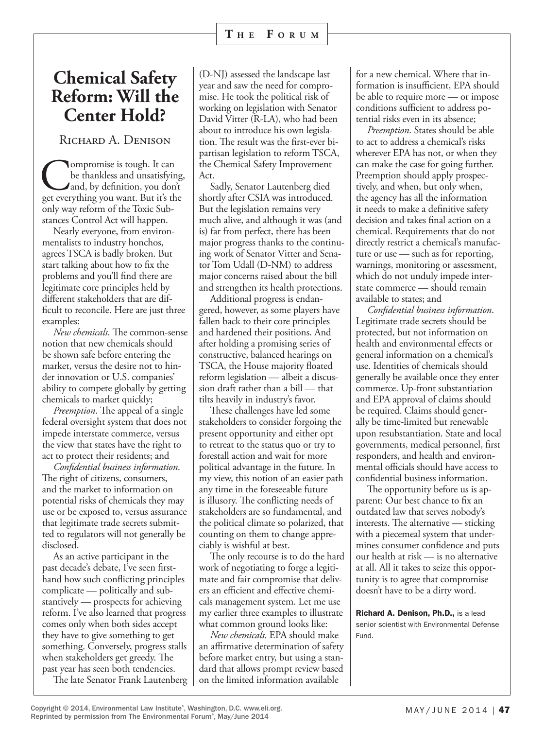# Chemical Safety Reform: Will the Center Hold?

Richard A. Denison

Compromise is tough. It can be thankless and unsatisfying, and, by definition, you don't get everything you want. But it's the only way reform of the Toxic Substances Control Act will happen.

Nearly everyone, from environmentalists to industry honchos, agrees TSCA is badly broken. But start talking about how to fix the problems and you'll find there are legitimate core principles held by different stakeholders that are difficult to reconcile. Here are just three examples:

*New chemicals*. The common-sense notion that new chemicals should be shown safe before entering the market, versus the desire not to hinder innovation or U.S. companies' ability to compete globally by getting chemicals to market quickly;

*Preemption*. The appeal of a single federal oversight system that does not impede interstate commerce, versus the view that states have the right to act to protect their residents; and

*Confidential business information*. The right of citizens, consumers, and the market to information on potential risks of chemicals they may use or be exposed to, versus assurance that legitimate trade secrets submitted to regulators will not generally be disclosed.

As an active participant in the past decade's debate, I've seen firsthand how such conflicting principles complicate — politically and substantively — prospects for achieving reform. I've also learned that progress comes only when both sides accept they have to give something to get something. Conversely, progress stalls when stakeholders get greedy. The past year has seen both tendencies.

The late Senator Frank Lautenberg (D-NJ) assessed the landscape last year and saw the need for compromise. He took the political risk of working on legislation with Senator David Vitter (R-LA), who had been about to introduce his own legislation. The result was the first-ever bipartisan legislation to reform TSCA, the Chemical Safety Improvement Act.

Sadly, Senator Lautenberg died shortly after CSIA was introduced. But the legislation remains very much alive, and although it was (and is) far from perfect, there has been major progress thanks to the continuing work of Senator Vitter and Senator Tom Udall (D-NM) to address major concerns raised about the bill and strengthen its health protections.

Additional progress is endangered, however, as some players have fallen back to their core principles and hardened their positions. And after holding a promising series of constructive, balanced hearings on TSCA, the House majority floated reform legislation — albeit a discussion draft rather than a bill — that tilts heavily in industry's favor.

These challenges have led some stakeholders to consider forgoing the present opportunity and either opt to retreat to the status quo or try to forestall action and wait for more political advantage in the future. In my view, this notion of an easier path any time in the foreseeable future is illusory. The conflicting needs of stakeholders are so fundamental, and the political climate so polarized, that counting on them to change appreciably is wishful at best.

The only recourse is to do the hard work of negotiating to forge a legitimate and fair compromise that delivers an efficient and effective chemicals management system. Let me use my earlier three examples to illustrate what common ground looks like:

*New chemicals*. EPA should make an affirmative determination of safety before market entry, but using a standard that allows prompt review based on the limited information available for a new chemical. Where that information is insufficient, EPA should be able to require more — or impose conditions sufficient to address potential risks even in its absence;

*Preemption*. States should be able to act to address a chemical's risks wherever EPA has not, or when they can make the case for going further. Preemption should apply prospectively, and when, but only when, the agency has all the information it needs to make a definitive safety decision and takes final action on a chemical. Requirements that do not directly restrict a chemical's manufacture or use — such as for reporting, warnings, monitoring or assessment, which do not unduly impede interstate commerce — should remain available to states; and

*Confidential business information*. Legitimate trade secrets should be protected, but not information on health and environmental effects or general information on a chemical's use. Identities of chemicals should generally be available once they enter commerce. Up-front substantiation and EPA approval of claims should be required. Claims should generally be time-limited but renewable upon resubstantiation. State and local governments, medical personnel, first responders, and health and environmental officials should have access to confidential business information.

The opportunity before us is apparent: Our best chance to fix an outdated law that serves nobody's interests. The alternative — sticking with a piecemeal system that undermines consumer confidence and puts our health at risk — is no alternative at all. All it takes to seize this opportunity is to agree that compromise doesn't have to be a dirty word.

**Richard A. Denison, Ph.D.,** is a lead senior scientist with Environmental Defense Fund.

Copyright © 2014, Environmental Law Institute®, Washington, D.C. www.eli.org. Reprinted by permission from The Environmental Forum®, May/June 2014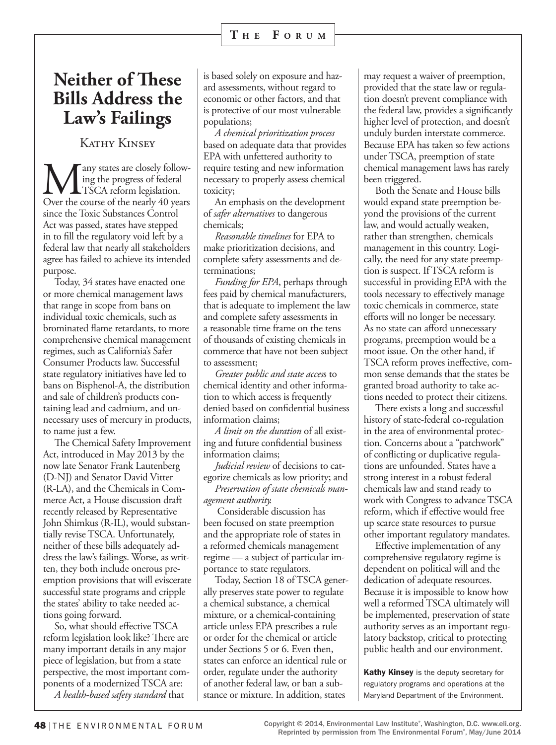# Neither of These Bills Address the Law's Failings

Kathy Kinsey

Many states are closely following the progress of federal TSCA reform legislation. Over the course of the nearly 40 years since the Toxic Substances Control Act was passed, states have stepped in to fill the regulatory void left by a federal law that nearly all stakeholders agree has failed to achieve its intended purpose.

Today, 34 states have enacted one or more chemical management laws that range in scope from bans on individual toxic chemicals, such as brominated flame retardants, to more comprehensive chemical management regimes, such as California's Safer Consumer Products law. Successful state regulatory initiatives have led to bans on Bisphenol-A, the distribution and sale of children's products containing lead and cadmium, and unnecessary uses of mercury in products, to name just a few.

The Chemical Safety Improvement Act, introduced in May 2013 by the now late Senator Frank Lautenberg (D-NJ) and Senator David Vitter (R-LA), and the Chemicals in Commerce Act, a House discussion draft recently released by Representative John Shimkus (R-IL), would substantially revise TSCA. Unfortunately, neither of these bills adequately address the law's failings. Worse, as written, they both include onerous preemption provisions that will eviscerate successful state programs and cripple the states' ability to take needed actions going forward.

So, what should effective TSCA reform legislation look like? There are many important details in any major piece of legislation, but from a state perspective, the most important components of a modernized TSCA are:

*A health-based safety standard* that is based solely on exposure and hazard assessments, without regard to economic or other factors, and that is protective of our most vulnerable populations;

*A chemical prioritization process* based on adequate data that provides EPA with unfettered authority to require testing and new information necessary to properly assess chemical toxicity;

An emphasis on the development of *safer alternatives* to dangerous chemicals;

*Reasonable timelines* for EPA to make prioritization decisions, and complete safety assessments and determinations;

*Funding for EPA*, perhaps through fees paid by chemical manufacturers, that is adequate to implement the law and complete safety assessments in a reasonable time frame on the tens of thousands of existing chemicals in commerce that have not been subject to assessment;

*Greater public and state access* to chemical identity and other information to which access is frequently denied based on confidential business information claims;

*A limit on the duration* of all existing and future confidential business information claims;

*Judicial review* of decisions to categorize chemicals as low priority; and

*Preservation of state chemicals management authority.*

Considerable discussion has been focused on state preemption and the appropriate role of states in a reformed chemicals management regime — a subject of particular importance to state regulators.

Today, Section 18 of TSCA generally preserves state power to regulate a chemical substance, a chemical mixture, or a chemical-containing article unless EPA prescribes a rule or order for the chemical or article under Sections 5 or 6. Even then, states can enforce an identical rule or order, regulate under the authority of another federal law, or ban a substance or mixture. In addition, states may request a waiver of preemption, provided that the state law or regulation doesn't prevent compliance with the federal law, provides a significantly higher level of protection, and doesn't unduly burden interstate commerce. Because EPA has taken so few actions under TSCA, preemption of state chemical management laws has rarely been triggered.

Both the Senate and House bills would expand state preemption beyond the provisions of the current law, and would actually weaken, rather than strengthen, chemicals management in this country. Logically, the need for any state preemption is suspect. If TSCA reform is successful in providing EPA with the tools necessary to effectively manage toxic chemicals in commerce, state efforts will no longer be necessary. As no state can afford unnecessary programs, preemption would be a moot issue. On the other hand, if TSCA reform proves ineffective, common sense demands that the states be granted broad authority to take actions needed to protect their citizens.

There exists a long and successful history of state-federal co-regulation in the area of environmental protection. Concerns about a "patchwork" of conflicting or duplicative regulations are unfounded. States have a strong interest in a robust federal chemicals law and stand ready to work with Congress to advance TSCA reform, which if effective would free up scarce state resources to pursue other important regulatory mandates.

Effective implementation of any comprehensive regulatory regime is dependent on political will and the dedication of adequate resources. Because it is impossible to know how well a reformed TSCA ultimately will be implemented, preservation of state authority serves as an important regulatory backstop, critical to protecting public health and our environment.

**Kathy Kinsey** is the deputy secretary for regulatory programs and operations at the Maryland Department of the Environment.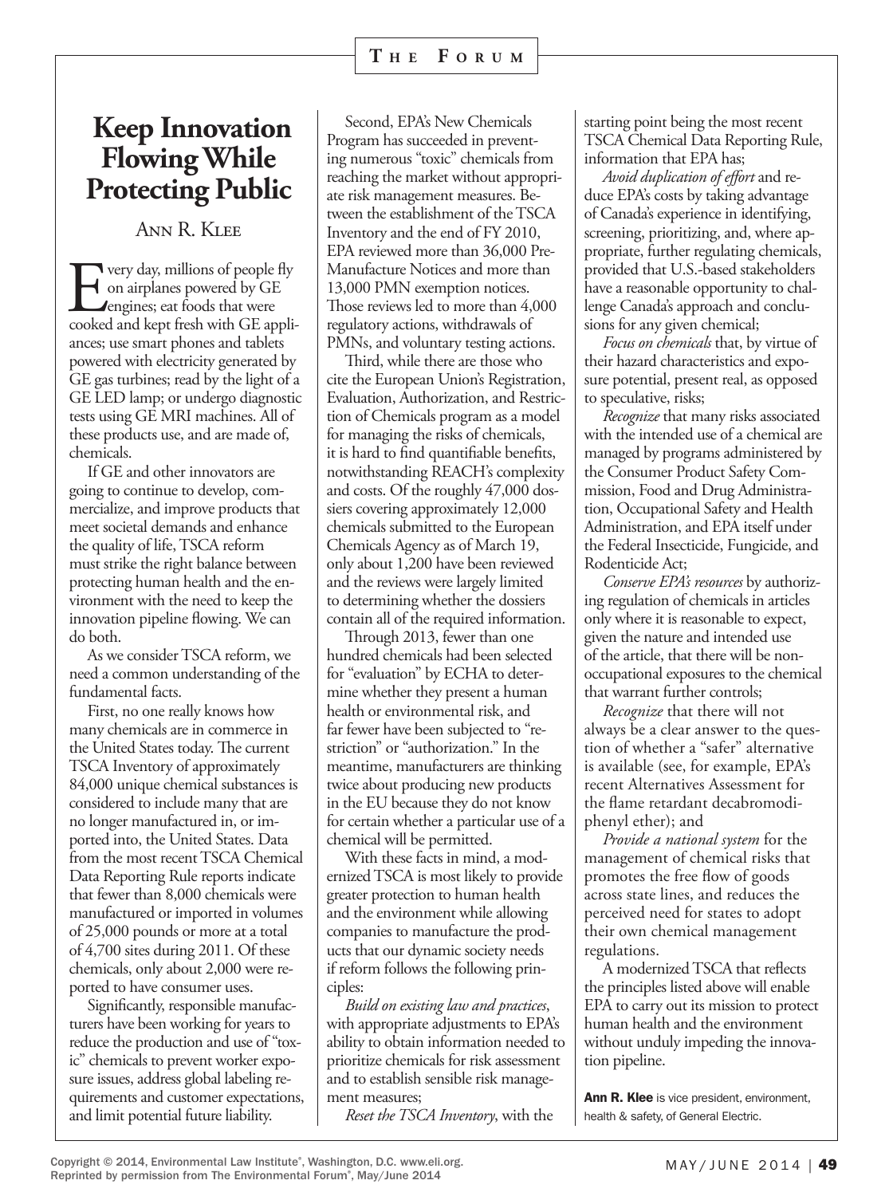# Keep Innovation Flowing While Protecting Public

Ann R. Klee

Every day, millions of people fly on airplanes powered by GE engines; eat foods that were cooked and kept fresh with GE appliances; use smart phones and tablets powered with electricity generated by GE gas turbines; read by the light of a GE LED lamp; or undergo diagnostic tests using GE MRI machines. All of these products use, and are made of, chemicals.

If GE and other innovators are going to continue to develop, commercialize, and improve products that meet societal demands and enhance the quality of life, TSCA reform must strike the right balance between protecting human health and the environment with the need to keep the innovation pipeline flowing. We can do both.

As we consider TSCA reform, we need a common understanding of the fundamental facts.

First, no one really knows how many chemicals are in commerce in the United States today. The current TSCA Inventory of approximately 84,000 unique chemical substances is considered to include many that are no longer manufactured in, or imported into, the United States. Data from the most recent TSCA Chemical Data Reporting Rule reports indicate that fewer than 8,000 chemicals were manufactured or imported in volumes of 25,000 pounds or more at a total of 4,700 sites during 2011. Of these chemicals, only about 2,000 were reported to have consumer uses.

Significantly, responsible manufacturers have been working for years to reduce the production and use of "toxic" chemicals to prevent worker exposure issues, address global labeling requirements and customer expectations, and limit potential future liability.

Second, EPA's New Chemicals Program has succeeded in preventing numerous "toxic" chemicals from reaching the market without appropriate risk management measures. Between the establishment of the TSCA Inventory and the end of FY 2010, EPA reviewed more than 36,000 Pre-Manufacture Notices and more than 13,000 PMN exemption notices. Those reviews led to more than 4,000 regulatory actions, withdrawals of PMNs, and voluntary testing actions.

Third, while there are those who cite the European Union's Registration, Evaluation, Authorization, and Restriction of Chemicals program as a model for managing the risks of chemicals, it is hard to find quantifiable benefits, notwithstanding REACH's complexity and costs. Of the roughly 47,000 dossiers covering approximately 12,000 chemicals submitted to the European Chemicals Agency as of March 19, only about 1,200 have been reviewed and the reviews were largely limited to determining whether the dossiers contain all of the required information.

Through 2013, fewer than one hundred chemicals had been selected for "evaluation" by ECHA to determine whether they present a human health or environmental risk, and far fewer have been subjected to "restriction" or "authorization." In the meantime, manufacturers are thinking twice about producing new products in the EU because they do not know for certain whether a particular use of a chemical will be permitted.

With these facts in mind, a modernized TSCA is most likely to provide greater protection to human health and the environment while allowing companies to manufacture the products that our dynamic society needs if reform follows the following principles:

*Build on existing law and practices*, with appropriate adjustments to EPA's ability to obtain information needed to prioritize chemicals for risk assessment and to establish sensible risk management measures;

*Reset the TSCA Inventory*, with the starting point being the most recent TSCA Chemical Data Reporting Rule, information that EPA has;

*Avoid duplication of effort* and reduce EPA's costs by taking advantage of Canada's experience in identifying, screening, prioritizing, and, where appropriate, further regulating chemicals, provided that U.S.-based stakeholders have a reasonable opportunity to challenge Canada's approach and conclusions for any given chemical;

*Focus on chemicals* that, by virtue of their hazard characteristics and exposure potential, present real, as opposed to speculative, risks;

*Recognize* that many risks associated with the intended use of a chemical are managed by programs administered by the Consumer Product Safety Commission, Food and Drug Administration, Occupational Safety and Health Administration, and EPA itself under the Federal Insecticide, Fungicide, and Rodenticide Act;

*Conserve EPA's resources* by authorizing regulation of chemicals in articles only where it is reasonable to expect, given the nature and intended use of the article, that there will be non-occupational exposures to the chemical that warrant further controls;

*Recognize* that there will not always be a clear answer to the question of whether a "safer" alternative is available (see, for example, EPA's recent Alternatives Assessment for the flame retardant decabromodiphenyl ether); and

*Provide a national system* for the management of chemical risks that promotes the free flow of goods across state lines, and reduces the perceived need for states to adopt their own chemical management regulations.

A modernized TSCA that reflects the principles listed above will enable EPA to carry out its mission to protect human health and the environment without unduly impeding the innovation pipeline.

**Ann R. Klee** is vice president, environment, health & safety, of General Electric.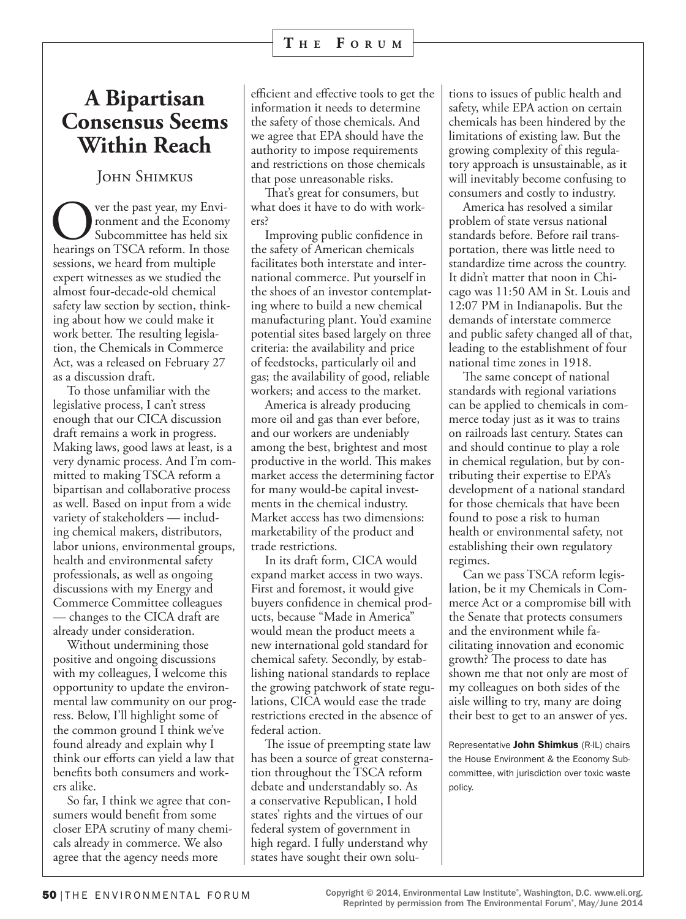# A Bipartisan Consensus Seems Within Reach

John Shimkus

Over the past year, my Environment and the Economy Subcommittee has held six hearings on TSCA reform. In those sessions, we heard from multiple expert witnesses as we studied the almost four-decade-old chemical safety law section by section, thinking about how we could make it work better. The resulting legislation, the Chemicals in Commerce Act, was a released on February 27 as a discussion draft.

To those unfamiliar with the legislative process, I can't stress enough that our CICA discussion draft remains a work in progress. Making laws, good laws at least, is a very dynamic process. And I'm committed to making TSCA reform a bipartisan and collaborative process as well. Based on input from a wide variety of stakeholders — including chemical makers, distributors, labor unions, environmental groups, health and environmental safety professionals, as well as ongoing discussions with my Energy and Commerce Committee colleagues — changes to the CICA draft are already under consideration.

Without undermining those positive and ongoing discussions with my colleagues, I welcome this opportunity to update the environmental law community on our progress. Below, I'll highlight some of the common ground I think we've found already and explain why I think our efforts can yield a law that benefits both consumers and workers alike.

So far, I think we agree that consumers would benefit from some closer EPA scrutiny of many chemicals already in commerce. We also agree that the agency needs more efficient and effective tools to get the information it needs to determine the safety of those chemicals. And we agree that EPA should have the authority to impose requirements and restrictions on those chemicals that pose unreasonable risks.

That's great for consumers, but what does it have to do with workers?

Improving public confidence in the safety of American chemicals facilitates both interstate and international commerce. Put yourself in the shoes of an investor contemplating where to build a new chemical manufacturing plant. You'd examine potential sites based largely on three criteria: the availability and price of feedstocks, particularly oil and gas; the availability of good, reliable workers; and access to the market.

America is already producing more oil and gas than ever before, and our workers are undeniably among the best, brightest and most productive in the world. This makes market access the determining factor for many would-be capital investments in the chemical industry. Market access has two dimensions: marketability of the product and trade restrictions.

In its draft form, CICA would expand market access in two ways. First and foremost, it would give buyers confidence in chemical products, because "Made in America" would mean the product meets a new international gold standard for chemical safety. Secondly, by establishing national standards to replace the growing patchwork of state regulations, CICA would ease the trade restrictions erected in the absence of federal action.

The issue of preempting state law has been a source of great consternation throughout the TSCA reform debate and understandably so. As a conservative Republican, I hold states' rights and the virtues of our federal system of government in high regard. I fully understand why states have sought their own solutions to issues of public health and safety, while EPA action on certain chemicals has been hindered by the limitations of existing law. But the growing complexity of this regulatory approach is unsustainable, as it will inevitably become confusing to consumers and costly to industry.

America has resolved a similar problem of state versus national standards before. Before rail transportation, there was little need to standardize time across the country. It didn't matter that noon in Chicago was 11:50 AM in St. Louis and 12:07 PM in Indianapolis. But the demands of interstate commerce and public safety changed all of that, leading to the establishment of four national time zones in 1918.

The same concept of national standards with regional variations can be applied to chemicals in commerce today just as it was to trains on railroads last century. States can and should continue to play a role in chemical regulation, but by contributing their expertise to EPA's development of a national standard for those chemicals that have been found to pose a risk to human health or environmental safety, not establishing their own regulatory regimes.

Can we pass TSCA reform legislation, be it my Chemicals in Commerce Act or a compromise bill with the Senate that protects consumers and the environment while facilitating innovation and economic growth? The process to date has shown me that not only are most of my colleagues on both sides of the aisle willing to try, many are doing their best to get to an answer of yes.

Representative **John Shimkus** (R-IL) chairs the House Environment & the Economy Subcommittee, with jurisdiction over toxic waste policy.

Copyright © 2014, Environmental Law Institute®, Washington, D.C. www.eli.org. Reprinted by permission from The Environmental Forum®, May/June 2014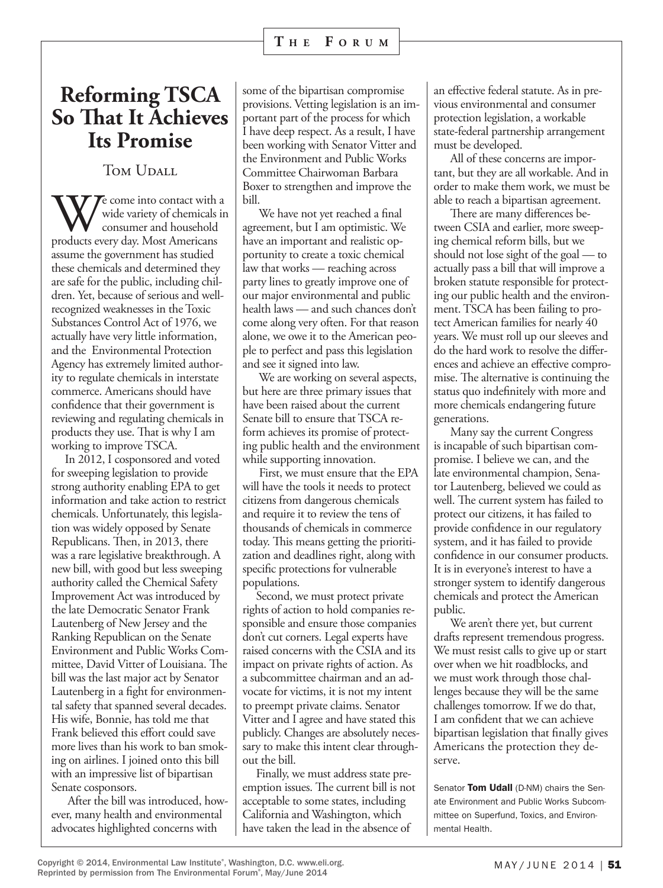# Reforming TSCA So That It Achieves Its Promise

Tom Udall

We come into contact with a wide variety of chemicals in consumer and household products every day. Most Americans assume the government has studied these chemicals and determined they are safe for the public, including children. Yet, because of serious and well-recognized weaknesses in the Toxic Substances Control Act of 1976, we actually have very little information, and the Environmental Protection Agency has extremely limited authority to regulate chemicals in interstate commerce. Americans should have confidence that their government is reviewing and regulating chemicals in products they use. That is why I am working to improve TSCA.

In 2012, I cosponsored and voted for sweeping legislation to provide strong authority enabling EPA to get information and take action to restrict chemicals. Unfortunately, this legislation was widely opposed by Senate Republicans. Then, in 2013, there was a rare legislative breakthrough. A new bill, with good but less sweeping authority called the Chemical Safety Improvement Act was introduced by the late Democratic Senator Frank Lautenberg of New Jersey and the Ranking Republican on the Senate Environment and Public Works Committee, David Vitter of Louisiana. The bill was the last major act by Senator Lautenberg in a fight for environmental safety that spanned several decades. His wife, Bonnie, has told me that Frank believed this effort could save more lives than his work to ban smoking on airlines. I joined onto this bill with an impressive list of bipartisan Senate cosponsors.

After the bill was introduced, however, many health and environmental advocates highlighted concerns with some of the bipartisan compromise provisions. Vetting legislation is an important part of the process for which I have deep respect. As a result, I have been working with Senator Vitter and the Environment and Public Works Committee Chairwoman Barbara Boxer to strengthen and improve the bill.

We have not yet reached a final agreement, but I am optimistic. We have an important and realistic opportunity to create a toxic chemical law that works — reaching across party lines to greatly improve one of our major environmental and public health laws — and such chances don't come along very often. For that reason alone, we owe it to the American people to perfect and pass this legislation and see it signed into law.

We are working on several aspects, but here are three primary issues that have been raised about the current Senate bill to ensure that TSCA reform achieves its promise of protecting public health and the environment while supporting innovation.

First, we must ensure that the EPA will have the tools it needs to protect citizens from dangerous chemicals and require it to review the tens of thousands of chemicals in commerce today. This means getting the prioritization and deadlines right, along with specific protections for vulnerable populations.

Second, we must protect private rights of action to hold companies responsible and ensure those companies don't cut corners. Legal experts have raised concerns with the CSIA and its impact on private rights of action. As a subcommittee chairman and an advocate for victims, it is not my intent to preempt private claims. Senator Vitter and I agree and have stated this publicly. Changes are absolutely necessary to make this intent clear throughout the bill.

Finally, we must address state preemption issues. The current bill is not acceptable to some states, including California and Washington, which have taken the lead in the absence of an effective federal statute. As in previous environmental and consumer protection legislation, a workable state-federal partnership arrangement must be developed.

All of these concerns are important, but they are all workable. And in order to make them work, we must be able to reach a bipartisan agreement.

There are many differences between CSIA and earlier, more sweeping chemical reform bills, but we should not lose sight of the goal — to actually pass a bill that will improve a broken statute responsible for protecting our public health and the environment. TSCA has been failing to protect American families for nearly 40 years. We must roll up our sleeves and do the hard work to resolve the differences and achieve an effective compromise. The alternative is continuing the status quo indefinitely with more and more chemicals endangering future generations.

Many say the current Congress is incapable of such bipartisan compromise. I believe we can, and the late environmental champion, Senator Lautenberg, believed we could as well. The current system has failed to protect our citizens, it has failed to provide confidence in our regulatory system, and it has failed to provide confidence in our consumer products. It is in everyone's interest to have a stronger system to identify dangerous chemicals and protect the American public.

We aren't there yet, but current drafts represent tremendous progress. We must resist calls to give up or start over when we hit roadblocks, and we must work through those challenges because they will be the same challenges tomorrow. If we do that, I am confident that we can achieve bipartisan legislation that finally gives Americans the protection they deserve.

Senator **Tom Udall** (D-NM) chairs the Senate Environment and Public Works Subcommittee on Superfund, Toxics, and Environmental Health.

Copyright © 2014, Environmental Law Institute®, Washington, D.C. www.eli.org. Reprinted by permission from The Environmental Forum®, May/June 2014